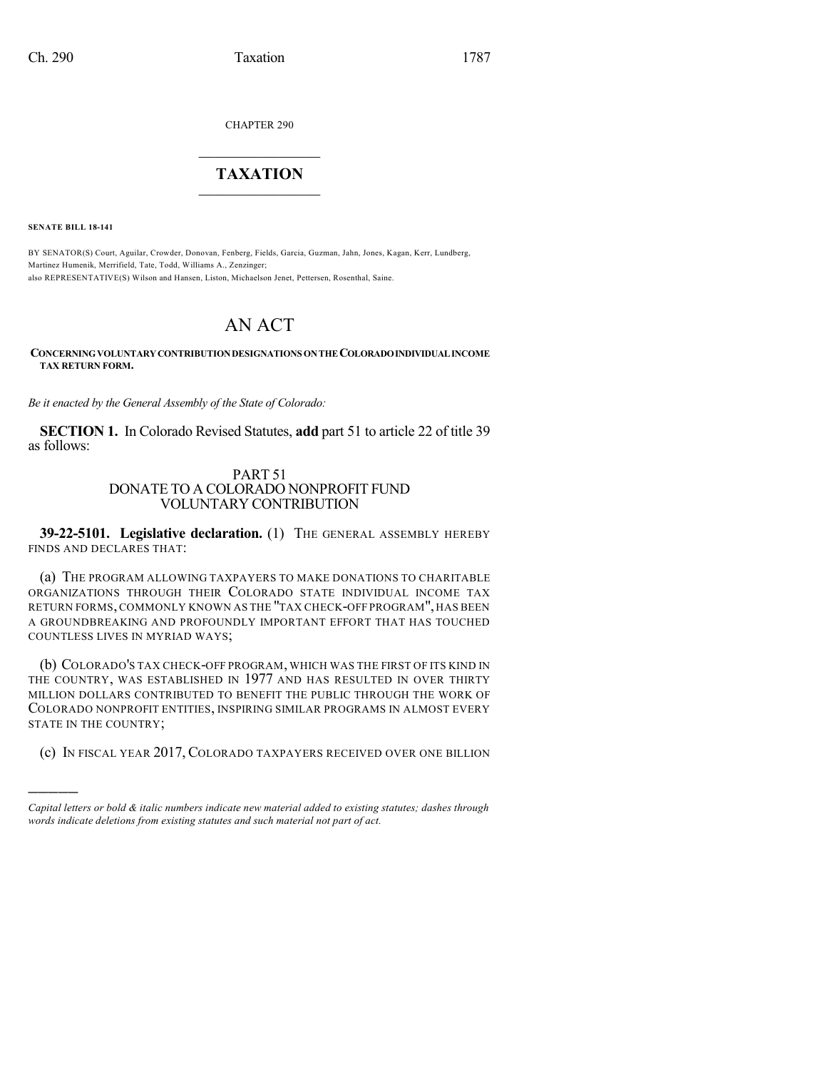CHAPTER 290

# TAXATION

**SENATE BILL 18-141**

BY SENATOR(S) Court, Aguilar, Crowder, Donovan, Fenberg, Fields, Garcia, Guzman, Jahn, Jones, Kagan, Kerr, Lundberg, Martinez Humenik, Merrifield, Tate, Todd, Williams A., Zenzinger;
also REPRESENTATIVE(S) Wilson and Hansen, Liston, Michaelson Jenet, Pettersen, Rosenthal, Saine.

# AN ACT

**CONCERNING VOLUNTARY CONTRIBUTION DESIGNATIONS ON THE COLORADO INDIVIDUAL INCOME TAX RETURN FORM.**

*Be it enacted by the General Assembly of the State of Colorado:*

**SECTION 1.** In Colorado Revised Statutes, **add** part 51 to article 22 of title 39 as follows:

PART 51
DONATE TO A COLORADO NONPROFIT FUND
VOLUNTARY CONTRIBUTION

**39-22-5101. Legislative declaration.** (1) THE GENERAL ASSEMBLY HEREBY FINDS AND DECLARES THAT:

(a) THE PROGRAM ALLOWING TAXPAYERS TO MAKE DONATIONS TO CHARITABLE ORGANIZATIONS THROUGH THEIR COLORADO STATE INDIVIDUAL INCOME TAX RETURN FORMS, COMMONLY KNOWN AS THE "TAX CHECK-OFF PROGRAM", HAS BEEN A GROUNDBREAKING AND PROFOUNDLY IMPORTANT EFFORT THAT HAS TOUCHED COUNTLESS LIVES IN MYRIAD WAYS;

(b) COLORADO'S TAX CHECK-OFF PROGRAM, WHICH WAS THE FIRST OF ITS KIND IN THE COUNTRY, WAS ESTABLISHED IN 1977 AND HAS RESULTED IN OVER THIRTY MILLION DOLLARS CONTRIBUTED TO BENEFIT THE PUBLIC THROUGH THE WORK OF COLORADO NONPROFIT ENTITIES, INSPIRING SIMILAR PROGRAMS IN ALMOST EVERY STATE IN THE COUNTRY;

(c) IN FISCAL YEAR 2017, COLORADO TAXPAYERS RECEIVED OVER ONE BILLION

---

*Capital letters or bold & italic numbers indicate new material added to existing statutes; dashes through words indicate deletions from existing statutes and such material not part of act.*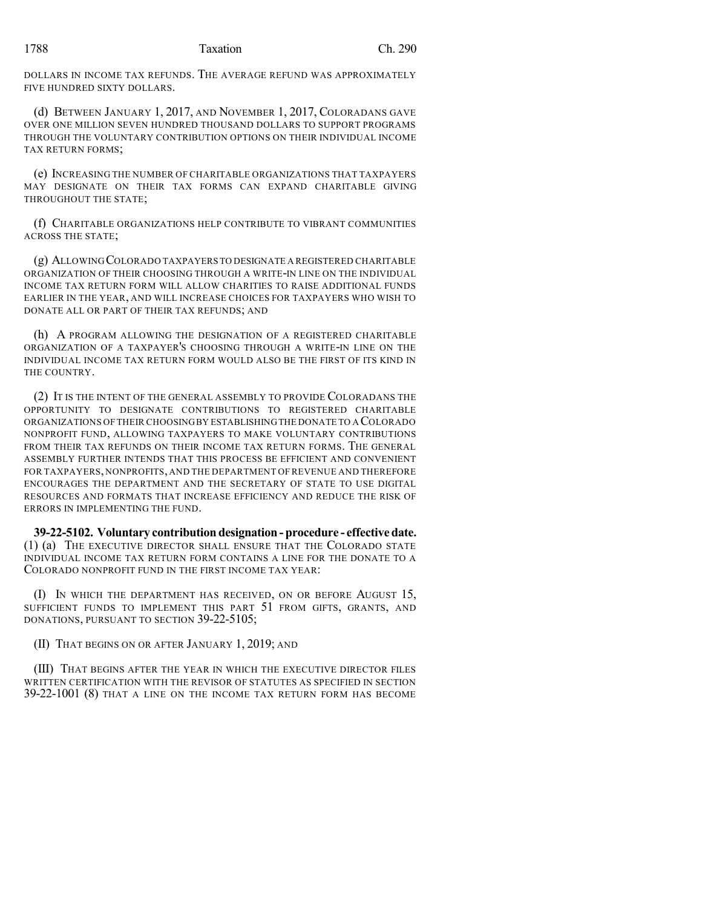DOLLARS IN INCOME TAX REFUNDS. THE AVERAGE REFUND WAS APPROXIMATELY FIVE HUNDRED SIXTY DOLLARS.

(d) BETWEEN JANUARY 1, 2017, AND NOVEMBER 1, 2017, COLORADANS GAVE OVER ONE MILLION SEVEN HUNDRED THOUSAND DOLLARS TO SUPPORT PROGRAMS THROUGH THE VOLUNTARY CONTRIBUTION OPTIONS ON THEIR INDIVIDUAL INCOME TAX RETURN FORMS;

(e) INCREASING THE NUMBER OF CHARITABLE ORGANIZATIONS THAT TAXPAYERS MAY DESIGNATE ON THEIR TAX FORMS CAN EXPAND CHARITABLE GIVING THROUGHOUT THE STATE;

(f) CHARITABLE ORGANIZATIONS HELP CONTRIBUTE TO VIBRANT COMMUNITIES ACROSS THE STATE;

(g) ALLOWING COLORADO TAXPAYERS TO DESIGNATE A REGISTERED CHARITABLE ORGANIZATION OF THEIR CHOOSING THROUGH A WRITE-IN LINE ON THE INDIVIDUAL INCOME TAX RETURN FORM WILL ALLOW CHARITIES TO RAISE ADDITIONAL FUNDS EARLIER IN THE YEAR, AND WILL INCREASE CHOICES FOR TAXPAYERS WHO WISH TO DONATE ALL OR PART OF THEIR TAX REFUNDS; AND

(h) A PROGRAM ALLOWING THE DESIGNATION OF A REGISTERED CHARITABLE ORGANIZATION OF A TAXPAYER'S CHOOSING THROUGH A WRITE-IN LINE ON THE INDIVIDUAL INCOME TAX RETURN FORM WOULD ALSO BE THE FIRST OF ITS KIND IN THE COUNTRY.

(2) IT IS THE INTENT OF THE GENERAL ASSEMBLY TO PROVIDE COLORADANS THE OPPORTUNITY TO DESIGNATE CONTRIBUTIONS TO REGISTERED CHARITABLE ORGANIZATIONS OF THEIR CHOOSING BY ESTABLISHING THE DONATE TO A COLORADO NONPROFIT FUND, ALLOWING TAXPAYERS TO MAKE VOLUNTARY CONTRIBUTIONS FROM THEIR TAX REFUNDS ON THEIR INCOME TAX RETURN FORMS. THE GENERAL ASSEMBLY FURTHER INTENDS THAT THIS PROCESS BE EFFICIENT AND CONVENIENT FOR TAXPAYERS, NONPROFITS, AND THE DEPARTMENT OF REVENUE AND THEREFORE ENCOURAGES THE DEPARTMENT AND THE SECRETARY OF STATE TO USE DIGITAL RESOURCES AND FORMATS THAT INCREASE EFFICIENCY AND REDUCE THE RISK OF ERRORS IN IMPLEMENTING THE FUND.

**39-22-5102. Voluntary contribution designation - procedure - effective date.** (1) (a) THE EXECUTIVE DIRECTOR SHALL ENSURE THAT THE COLORADO STATE INDIVIDUAL INCOME TAX RETURN FORM CONTAINS A LINE FOR THE DONATE TO A COLORADO NONPROFIT FUND IN THE FIRST INCOME TAX YEAR:

(I) IN WHICH THE DEPARTMENT HAS RECEIVED, ON OR BEFORE AUGUST 15, SUFFICIENT FUNDS TO IMPLEMENT THIS PART 51 FROM GIFTS, GRANTS, AND DONATIONS, PURSUANT TO SECTION 39-22-5105;

(II) THAT BEGINS ON OR AFTER JANUARY 1, 2019; AND

(III) THAT BEGINS AFTER THE YEAR IN WHICH THE EXECUTIVE DIRECTOR FILES WRITTEN CERTIFICATION WITH THE REVISOR OF STATUTES AS SPECIFIED IN SECTION 39-22-1001 (8) THAT A LINE ON THE INCOME TAX RETURN FORM HAS BECOME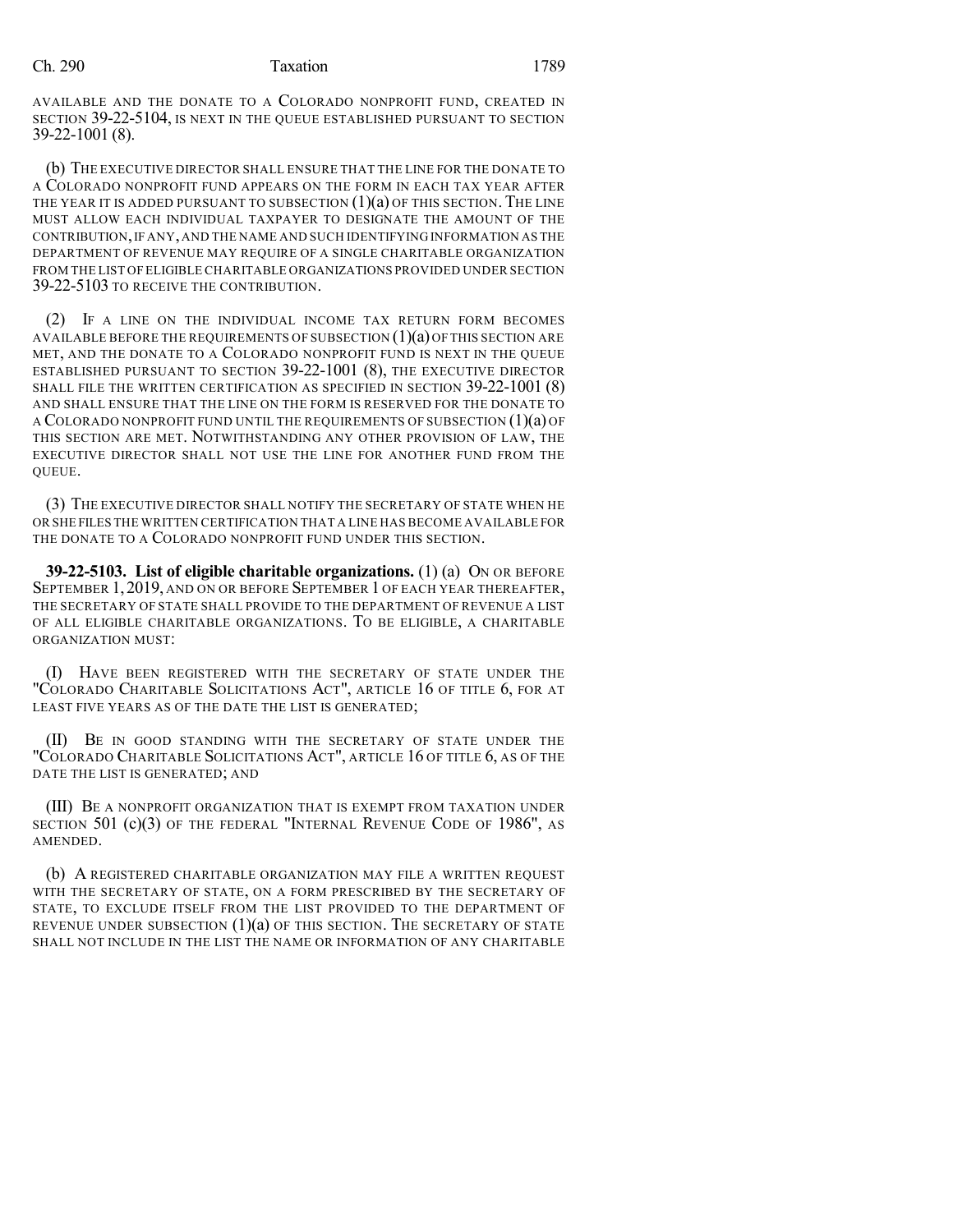AVAILABLE AND THE DONATE TO A COLORADO NONPROFIT FUND, CREATED IN SECTION 39-22-5104, IS NEXT IN THE QUEUE ESTABLISHED PURSUANT TO SECTION 39-22-1001 (8).

(b) THE EXECUTIVE DIRECTOR SHALL ENSURE THAT THE LINE FOR THE DONATE TO A COLORADO NONPROFIT FUND APPEARS ON THE FORM IN EACH TAX YEAR AFTER THE YEAR IT IS ADDED PURSUANT TO SUBSECTION (1)(a) OF THIS SECTION. THE LINE MUST ALLOW EACH INDIVIDUAL TAXPAYER TO DESIGNATE THE AMOUNT OF THE CONTRIBUTION, IF ANY, AND THE NAME AND SUCH IDENTIFYING INFORMATION AS THE DEPARTMENT OF REVENUE MAY REQUIRE OF A SINGLE CHARITABLE ORGANIZATION FROM THE LIST OF ELIGIBLE CHARITABLE ORGANIZATIONS PROVIDED UNDER SECTION 39-22-5103 TO RECEIVE THE CONTRIBUTION.

(2) IF A LINE ON THE INDIVIDUAL INCOME TAX RETURN FORM BECOMES AVAILABLE BEFORE THE REQUIREMENTS OF SUBSECTION (1)(a) OF THIS SECTION ARE MET, AND THE DONATE TO A COLORADO NONPROFIT FUND IS NEXT IN THE QUEUE ESTABLISHED PURSUANT TO SECTION 39-22-1001 (8), THE EXECUTIVE DIRECTOR SHALL FILE THE WRITTEN CERTIFICATION AS SPECIFIED IN SECTION 39-22-1001 (8) AND SHALL ENSURE THAT THE LINE ON THE FORM IS RESERVED FOR THE DONATE TO A COLORADO NONPROFIT FUND UNTIL THE REQUIREMENTS OF SUBSECTION (1)(a) OF THIS SECTION ARE MET. NOTWITHSTANDING ANY OTHER PROVISION OF LAW, THE EXECUTIVE DIRECTOR SHALL NOT USE THE LINE FOR ANOTHER FUND FROM THE QUEUE.

(3) THE EXECUTIVE DIRECTOR SHALL NOTIFY THE SECRETARY OF STATE WHEN HE OR SHE FILES THE WRITTEN CERTIFICATION THAT A LINE HAS BECOME AVAILABLE FOR THE DONATE TO A COLORADO NONPROFIT FUND UNDER THIS SECTION.

**39-22-5103. List of eligible charitable organizations.** (1) (a) ON OR BEFORE SEPTEMBER 1, 2019, AND ON OR BEFORE SEPTEMBER 1 OF EACH YEAR THEREAFTER, THE SECRETARY OF STATE SHALL PROVIDE TO THE DEPARTMENT OF REVENUE A LIST OF ALL ELIGIBLE CHARITABLE ORGANIZATIONS. TO BE ELIGIBLE, A CHARITABLE ORGANIZATION MUST:

(I) HAVE BEEN REGISTERED WITH THE SECRETARY OF STATE UNDER THE "COLORADO CHARITABLE SOLICITATIONS ACT", ARTICLE 16 OF TITLE 6, FOR AT LEAST FIVE YEARS AS OF THE DATE THE LIST IS GENERATED;

(II) BE IN GOOD STANDING WITH THE SECRETARY OF STATE UNDER THE "COLORADO CHARITABLE SOLICITATIONS ACT", ARTICLE 16 OF TITLE 6, AS OF THE DATE THE LIST IS GENERATED; AND

(III) BE A NONPROFIT ORGANIZATION THAT IS EXEMPT FROM TAXATION UNDER SECTION 501 (c)(3) OF THE FEDERAL "INTERNAL REVENUE CODE OF 1986", AS AMENDED.

(b) A REGISTERED CHARITABLE ORGANIZATION MAY FILE A WRITTEN REQUEST WITH THE SECRETARY OF STATE, ON A FORM PRESCRIBED BY THE SECRETARY OF STATE, TO EXCLUDE ITSELF FROM THE LIST PROVIDED TO THE DEPARTMENT OF REVENUE UNDER SUBSECTION (1)(a) OF THIS SECTION. THE SECRETARY OF STATE SHALL NOT INCLUDE IN THE LIST THE NAME OR INFORMATION OF ANY CHARITABLE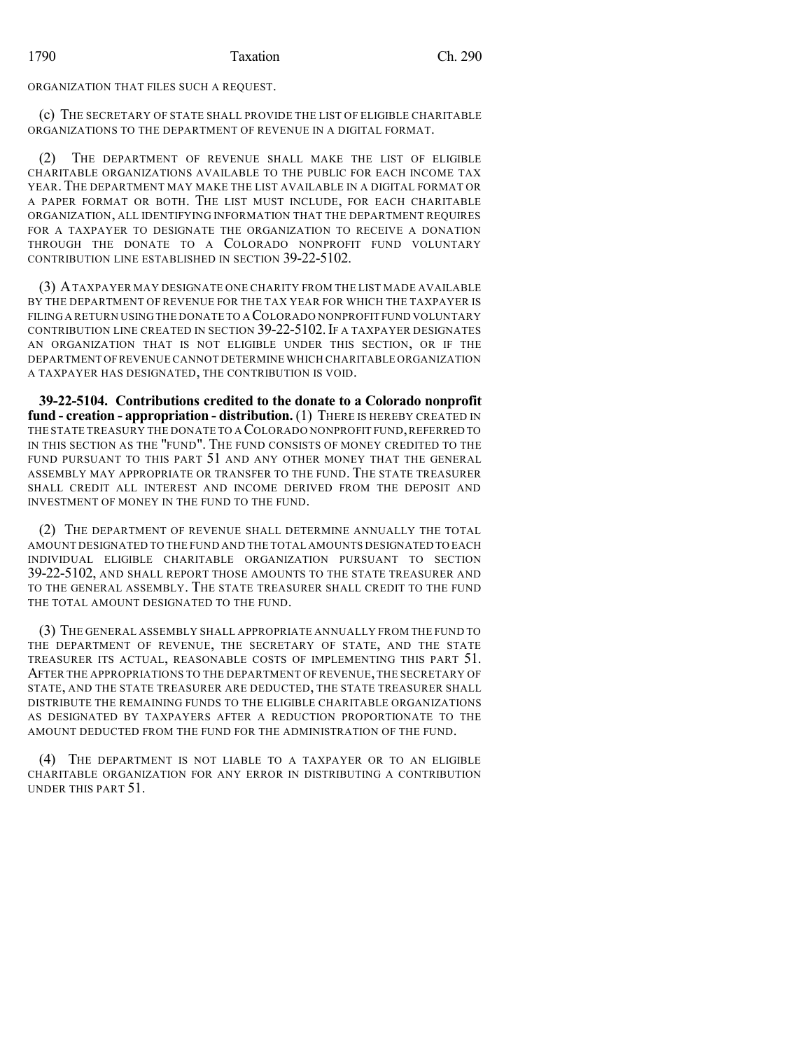ORGANIZATION THAT FILES SUCH A REQUEST.

(c) THE SECRETARY OF STATE SHALL PROVIDE THE LIST OF ELIGIBLE CHARITABLE ORGANIZATIONS TO THE DEPARTMENT OF REVENUE IN A DIGITAL FORMAT.

(2) THE DEPARTMENT OF REVENUE SHALL MAKE THE LIST OF ELIGIBLE CHARITABLE ORGANIZATIONS AVAILABLE TO THE PUBLIC FOR EACH INCOME TAX YEAR. THE DEPARTMENT MAY MAKE THE LIST AVAILABLE IN A DIGITAL FORMAT OR A PAPER FORMAT OR BOTH. THE LIST MUST INCLUDE, FOR EACH CHARITABLE ORGANIZATION, ALL IDENTIFYING INFORMATION THAT THE DEPARTMENT REQUIRES FOR A TAXPAYER TO DESIGNATE THE ORGANIZATION TO RECEIVE A DONATION THROUGH THE DONATE TO A COLORADO NONPROFIT FUND VOLUNTARY CONTRIBUTION LINE ESTABLISHED IN SECTION 39-22-5102.

(3) A TAXPAYER MAY DESIGNATE ONE CHARITY FROM THE LIST MADE AVAILABLE BY THE DEPARTMENT OF REVENUE FOR THE TAX YEAR FOR WHICH THE TAXPAYER IS FILING A RETURN USING THE DONATE TO A COLORADO NONPROFIT FUND VOLUNTARY CONTRIBUTION LINE CREATED IN SECTION 39-22-5102. IF A TAXPAYER DESIGNATES AN ORGANIZATION THAT IS NOT ELIGIBLE UNDER THIS SECTION, OR IF THE DEPARTMENT OF REVENUE CANNOT DETERMINE WHICH CHARITABLE ORGANIZATION A TAXPAYER HAS DESIGNATED, THE CONTRIBUTION IS VOID.

**39-22-5104. Contributions credited to the donate to a Colorado nonprofit fund - creation - appropriation - distribution.** (1) THERE IS HEREBY CREATED IN THE STATE TREASURY THE DONATE TO A COLORADO NONPROFIT FUND, REFERRED TO IN THIS SECTION AS THE "FUND". THE FUND CONSISTS OF MONEY CREDITED TO THE FUND PURSUANT TO THIS PART 51 AND ANY OTHER MONEY THAT THE GENERAL ASSEMBLY MAY APPROPRIATE OR TRANSFER TO THE FUND. THE STATE TREASURER SHALL CREDIT ALL INTEREST AND INCOME DERIVED FROM THE DEPOSIT AND INVESTMENT OF MONEY IN THE FUND TO THE FUND.

(2) THE DEPARTMENT OF REVENUE SHALL DETERMINE ANNUALLY THE TOTAL AMOUNT DESIGNATED TO THE FUND AND THE TOTAL AMOUNTS DESIGNATED TO EACH INDIVIDUAL ELIGIBLE CHARITABLE ORGANIZATION PURSUANT TO SECTION 39-22-5102, AND SHALL REPORT THOSE AMOUNTS TO THE STATE TREASURER AND TO THE GENERAL ASSEMBLY. THE STATE TREASURER SHALL CREDIT TO THE FUND THE TOTAL AMOUNT DESIGNATED TO THE FUND.

(3) THE GENERAL ASSEMBLY SHALL APPROPRIATE ANNUALLY FROM THE FUND TO THE DEPARTMENT OF REVENUE, THE SECRETARY OF STATE, AND THE STATE TREASURER ITS ACTUAL, REASONABLE COSTS OF IMPLEMENTING THIS PART 51. AFTER THE APPROPRIATIONS TO THE DEPARTMENT OF REVENUE, THE SECRETARY OF STATE, AND THE STATE TREASURER ARE DEDUCTED, THE STATE TREASURER SHALL DISTRIBUTE THE REMAINING FUNDS TO THE ELIGIBLE CHARITABLE ORGANIZATIONS AS DESIGNATED BY TAXPAYERS AFTER A REDUCTION PROPORTIONATE TO THE AMOUNT DEDUCTED FROM THE FUND FOR THE ADMINISTRATION OF THE FUND.

(4) THE DEPARTMENT IS NOT LIABLE TO A TAXPAYER OR TO AN ELIGIBLE CHARITABLE ORGANIZATION FOR ANY ERROR IN DISTRIBUTING A CONTRIBUTION UNDER THIS PART 51.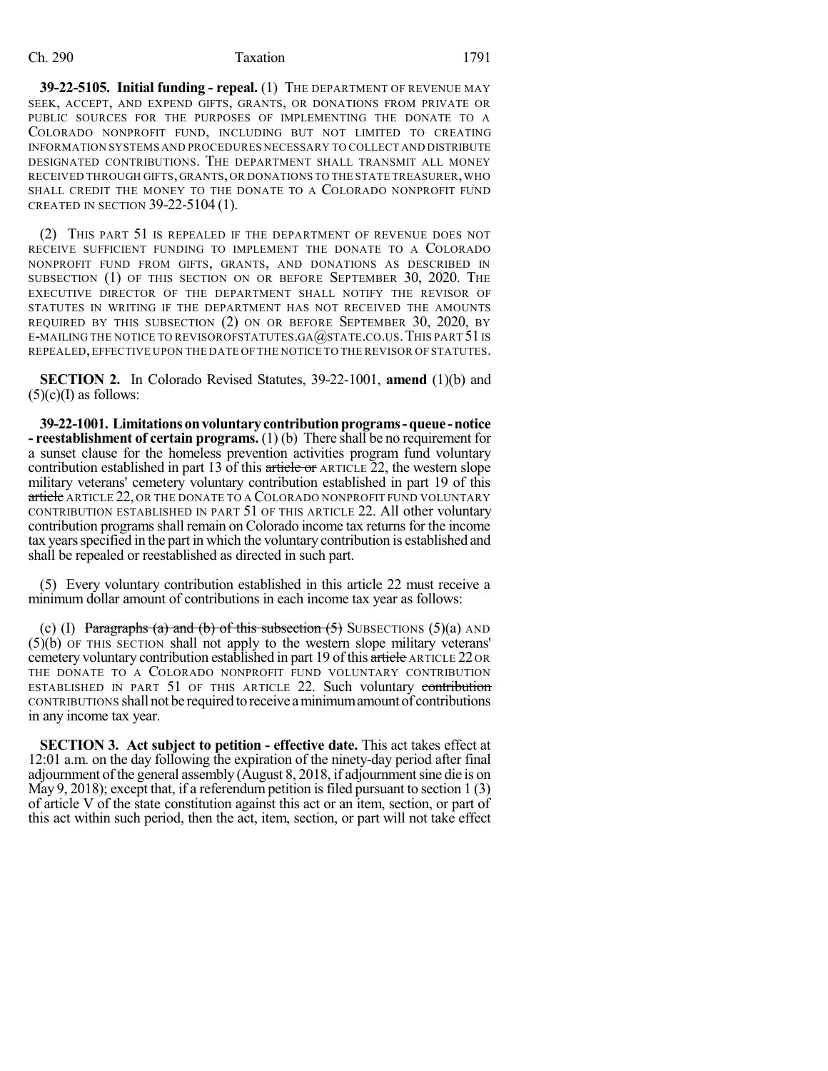**39-22-5105. Initial funding - repeal.** (1) THE DEPARTMENT OF REVENUE MAY SEEK, ACCEPT, AND EXPEND GIFTS, GRANTS, OR DONATIONS FROM PRIVATE OR PUBLIC SOURCES FOR THE PURPOSES OF IMPLEMENTING THE DONATE TO A COLORADO NONPROFIT FUND, INCLUDING BUT NOT LIMITED TO CREATING INFORMATION SYSTEMS AND PROCEDURES NECESSARY TO COLLECT AND DISTRIBUTE DESIGNATED CONTRIBUTIONS. THE DEPARTMENT SHALL TRANSMIT ALL MONEY RECEIVED THROUGH GIFTS, GRANTS, OR DONATIONS TO THE STATE TREASURER, WHO SHALL CREDIT THE MONEY TO THE DONATE TO A COLORADO NONPROFIT FUND CREATED IN SECTION 39-22-5104 (1).

(2) THIS PART 51 IS REPEALED IF THE DEPARTMENT OF REVENUE DOES NOT RECEIVE SUFFICIENT FUNDING TO IMPLEMENT THE DONATE TO A COLORADO NONPROFIT FUND FROM GIFTS, GRANTS, AND DONATIONS AS DESCRIBED IN SUBSECTION (1) OF THIS SECTION ON OR BEFORE SEPTEMBER 30, 2020. THE EXECUTIVE DIRECTOR OF THE DEPARTMENT SHALL NOTIFY THE REVISOR OF STATUTES IN WRITING IF THE DEPARTMENT HAS NOT RECEIVED THE AMOUNTS REQUIRED BY THIS SUBSECTION (2) ON OR BEFORE SEPTEMBER 30, 2020, BY E-MAILING THE NOTICE TO REVISOROFSTATUTES.GA@STATE.CO.US. THIS PART 51 IS REPEALED, EFFECTIVE UPON THE DATE OF THE NOTICE TO THE REVISOR OF STATUTES.

**SECTION 2.** In Colorado Revised Statutes, 39-22-1001, **amend** (1)(b) and (5)(c)(I) as follows:

**39-22-1001. Limitations on voluntary contribution programs - queue - notice - reestablishment of certain programs.** (1) (b) There shall be no requirement for a sunset clause for the homeless prevention activities program fund voluntary contribution established in part 13 of this ~~article or~~ ARTICLE 22, the western slope military veterans' cemetery voluntary contribution established in part 19 of this ~~article~~ ARTICLE 22, OR THE DONATE TO A COLORADO NONPROFIT FUND VOLUNTARY CONTRIBUTION ESTABLISHED IN PART 51 OF THIS ARTICLE 22. All other voluntary contribution programs shall remain on Colorado income tax returns for the income tax years specified in the part in which the voluntary contribution is established and shall be repealed or reestablished as directed in such part.

(5) Every voluntary contribution established in this article 22 must receive a minimum dollar amount of contributions in each income tax year as follows:

(c) (I) ~~Paragraphs (a) and (b) of this subsection (5)~~ SUBSECTIONS (5)(a) AND (5)(b) OF THIS SECTION shall not apply to the western slope military veterans' cemetery voluntary contribution established in part 19 of this ~~article~~ ARTICLE 22 OR THE DONATE TO A COLORADO NONPROFIT FUND VOLUNTARY CONTRIBUTION ESTABLISHED IN PART 51 OF THIS ARTICLE 22. Such voluntary ~~contribution~~ CONTRIBUTIONS shall not be required to receive a minimum amount of contributions in any income tax year.

**SECTION 3. Act subject to petition - effective date.** This act takes effect at 12:01 a.m. on the day following the expiration of the ninety-day period after final adjournment of the general assembly (August 8, 2018, if adjournment sine die is on May 9, 2018); except that, if a referendum petition is filed pursuant to section 1 (3) of article V of the state constitution against this act or an item, section, or part of this act within such period, then the act, item, section, or part will not take effect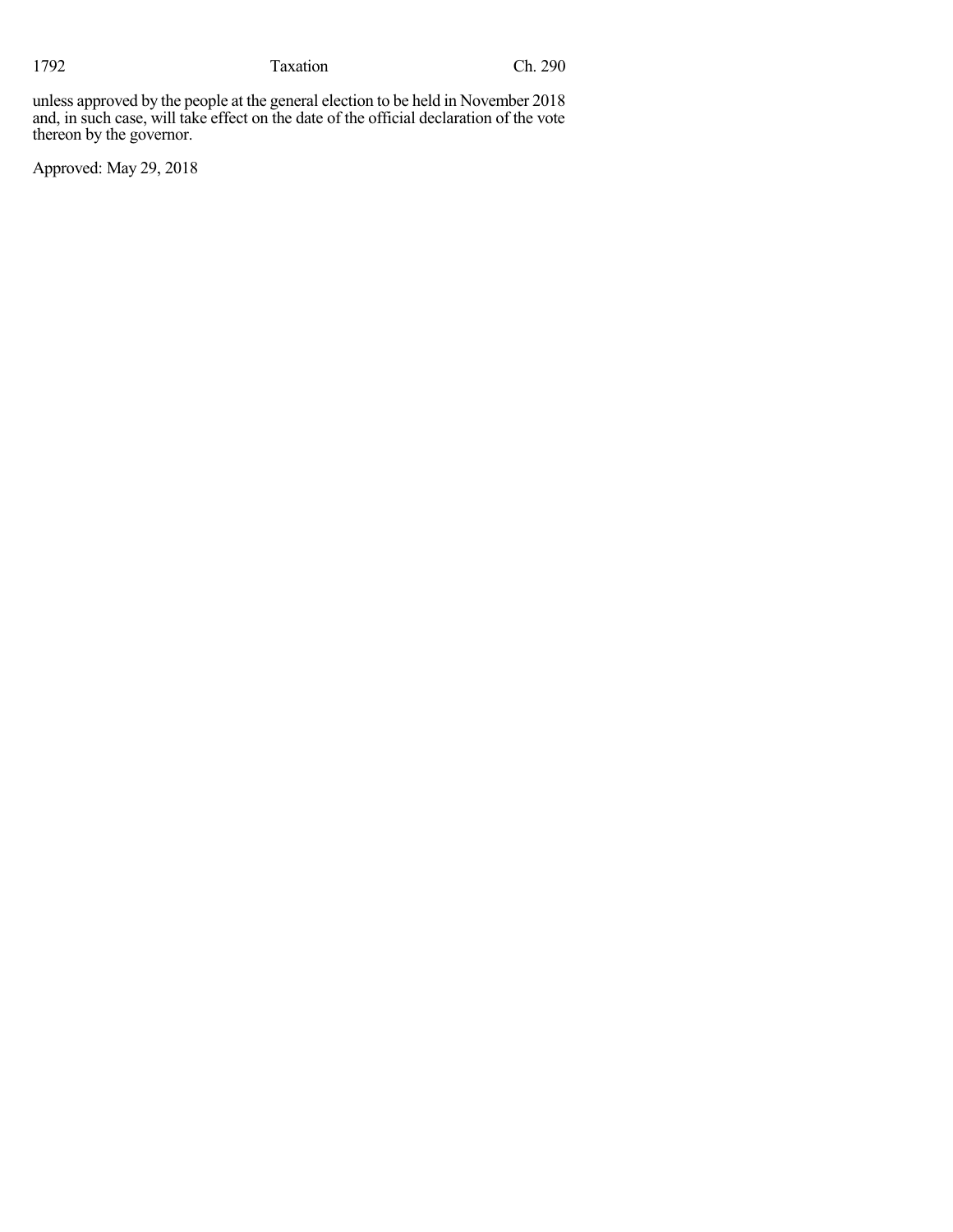unless approved by the people at the general election to be held in November 2018 and, in such case, will take effect on the date of the official declaration of the vote thereon by the governor.

Approved: May 29, 2018